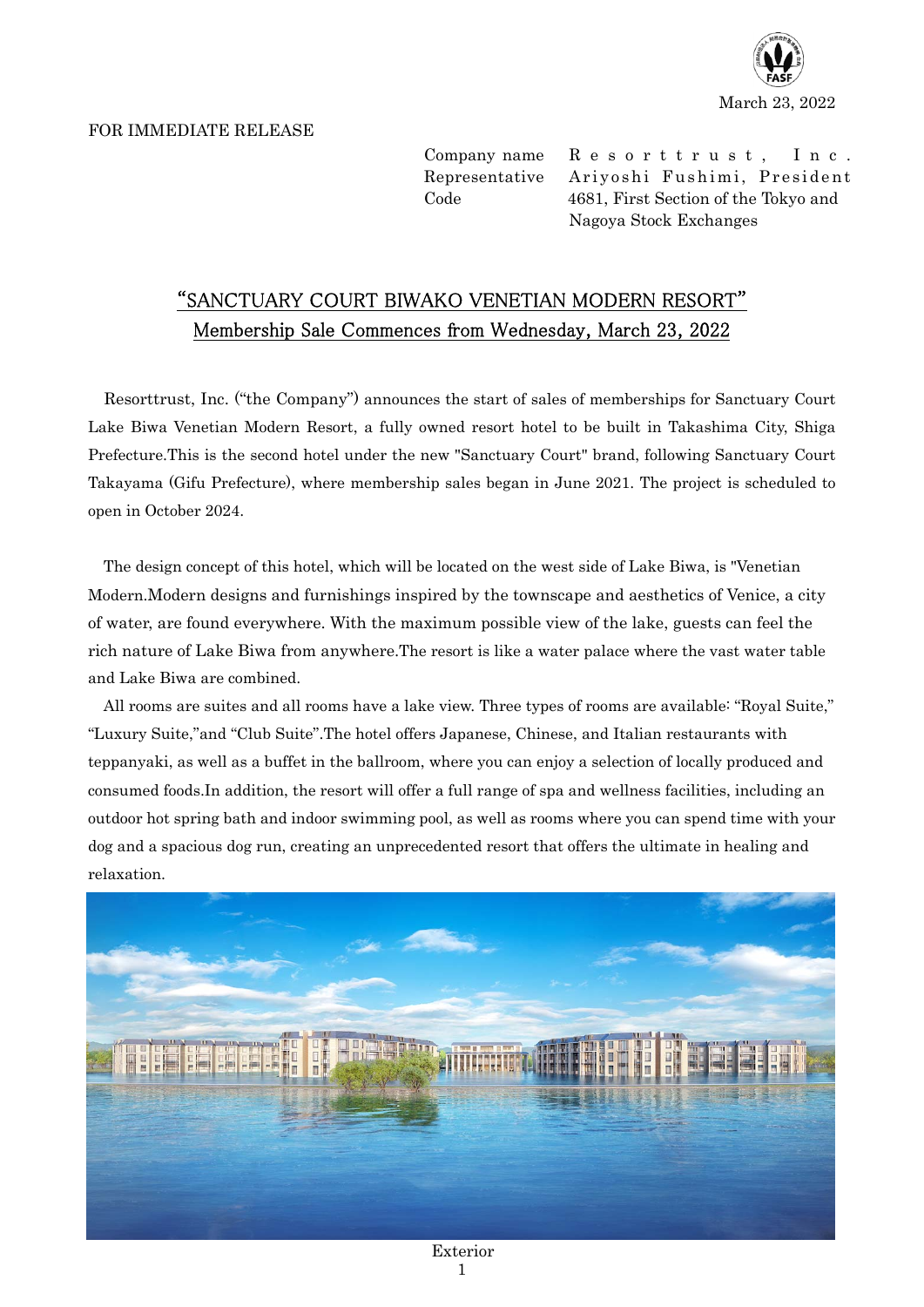March 23, 2022

FOR IMMEDIATE RELEASE

Company name Resorttrust, Inc.
Representative Ariyoshi Fushimi, President
Code 4681, First Section of the Tokyo and Nagoya Stock Exchanges

# “SANCTUARY COURT BIWAKO VENETIAN MODERN RESORT” Membership Sale Commences from Wednesday, March 23, 2022

Resorttrust, Inc. (“the Company”) announces the start of sales of memberships for Sanctuary Court Lake Biwa Venetian Modern Resort, a fully owned resort hotel to be built in Takashima City, Shiga Prefecture.This is the second hotel under the new "Sanctuary Court" brand, following Sanctuary Court Takayama (Gifu Prefecture), where membership sales began in June 2021. The project is scheduled to open in October 2024.

The design concept of this hotel, which will be located on the west side of Lake Biwa, is "Venetian Modern.Modern designs and furnishings inspired by the townscape and aesthetics of Venice, a city of water, are found everywhere. With the maximum possible view of the lake, guests can feel the rich nature of Lake Biwa from anywhere.The resort is like a water palace where the vast water table and Lake Biwa are combined.

All rooms are suites and all rooms have a lake view. Three types of rooms are available: “Royal Suite,” “Luxury Suite,”and “Club Suite”.The hotel offers Japanese, Chinese, and Italian restaurants with teppanyaki, as well as a buffet in the ballroom, where you can enjoy a selection of locally produced and consumed foods.In addition, the resort will offer a full range of spa and wellness facilities, including an outdoor hot spring bath and indoor swimming pool, as well as rooms where you can spend time with your dog and a spacious dog run, creating an unprecedented resort that offers the ultimate in healing and relaxation.

Exterior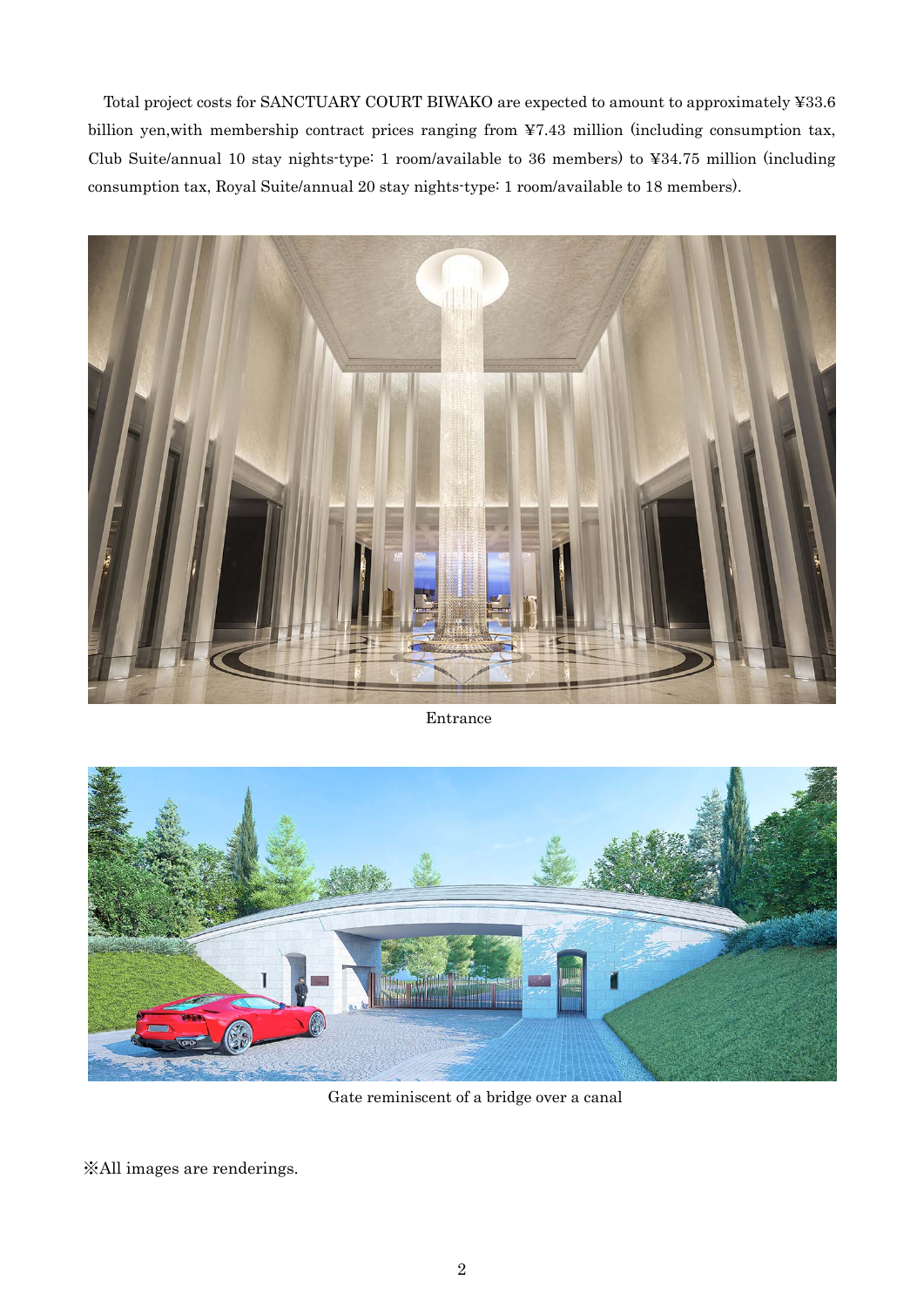Total project costs for SANCTUARY COURT BIWAKO are expected to amount to approximately ¥33.6 billion yen,with membership contract prices ranging from ¥7.43 million (including consumption tax, Club Suite/annual 10 stay nights-type: 1 room/available to 36 members) to ¥34.75 million (including consumption tax, Royal Suite/annual 20 stay nights-type: 1 room/available to 18 members).

Entrance

Gate reminiscent of a bridge over a canal

※All images are renderings.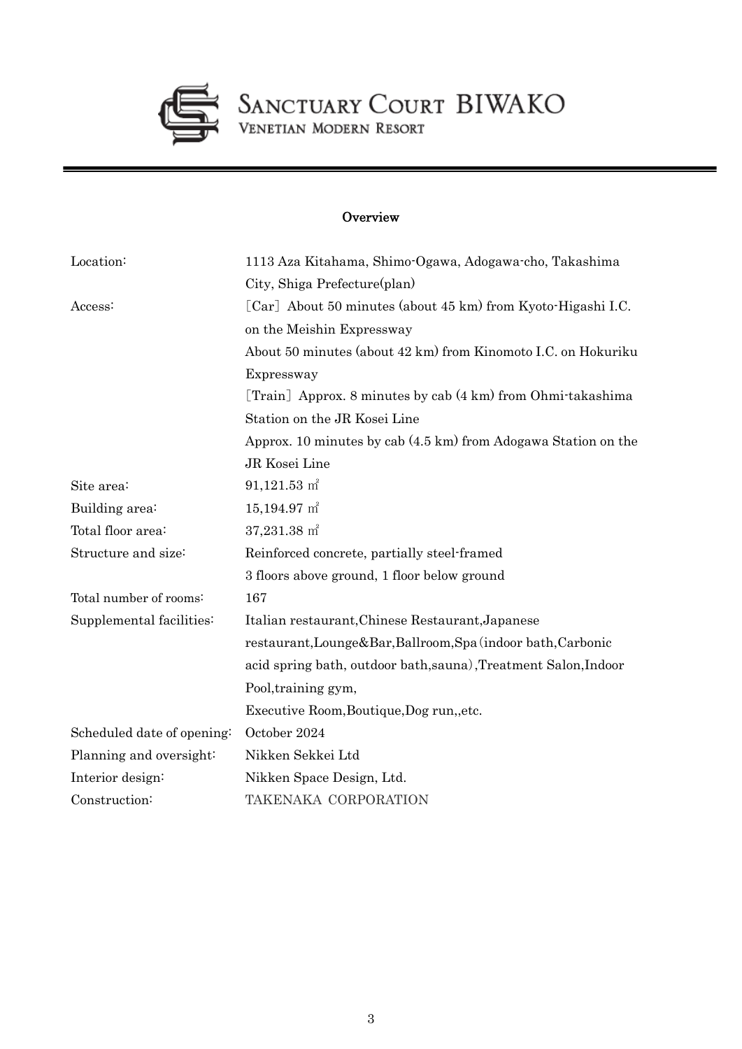# SANCTUARY COURT BIWAKO
VENETIAN MODERN RESORT

## Overview

| | |
|---|---|
| Location: | 1113 Aza Kitahama, Shimo-Ogawa, Adogawa-cho, Takashima City, Shiga Prefecture(plan) |
| Access: | ［Car］About 50 minutes (about 45 km) from Kyoto-Higashi I.C. on the Meishin Expressway<br>About 50 minutes (about 42 km) from Kinomoto I.C. on Hokuriku Expressway<br>［Train］Approx. 8 minutes by cab (4 km) from Ohmi-takashima Station on the JR Kosei Line<br>Approx. 10 minutes by cab (4.5 km) from Adogawa Station on the JR Kosei Line |
| Site area: | 91,121.53 ㎡ |
| Building area: | 15,194.97 ㎡ |
| Total floor area: | 37,231.38 ㎡ |
| Structure and size: | Reinforced concrete, partially steel-framed<br>3 floors above ground, 1 floor below ground |
| Total number of rooms: | 167 |
| Supplemental facilities: | Italian restaurant,Chinese Restaurant,Japanese restaurant,Lounge&Bar,Ballroom,Spa（indoor bath,Carbonic acid spring bath, outdoor bath,sauna）,Treatment Salon,Indoor Pool,training gym,<br>Executive Room,Boutique,Dog run,,etc. |
| Scheduled date of opening: | October 2024 |
| Planning and oversight: | Nikken Sekkei Ltd |
| Interior design: | Nikken Space Design, Ltd. |
| Construction: | TAKENAKA CORPORATION |